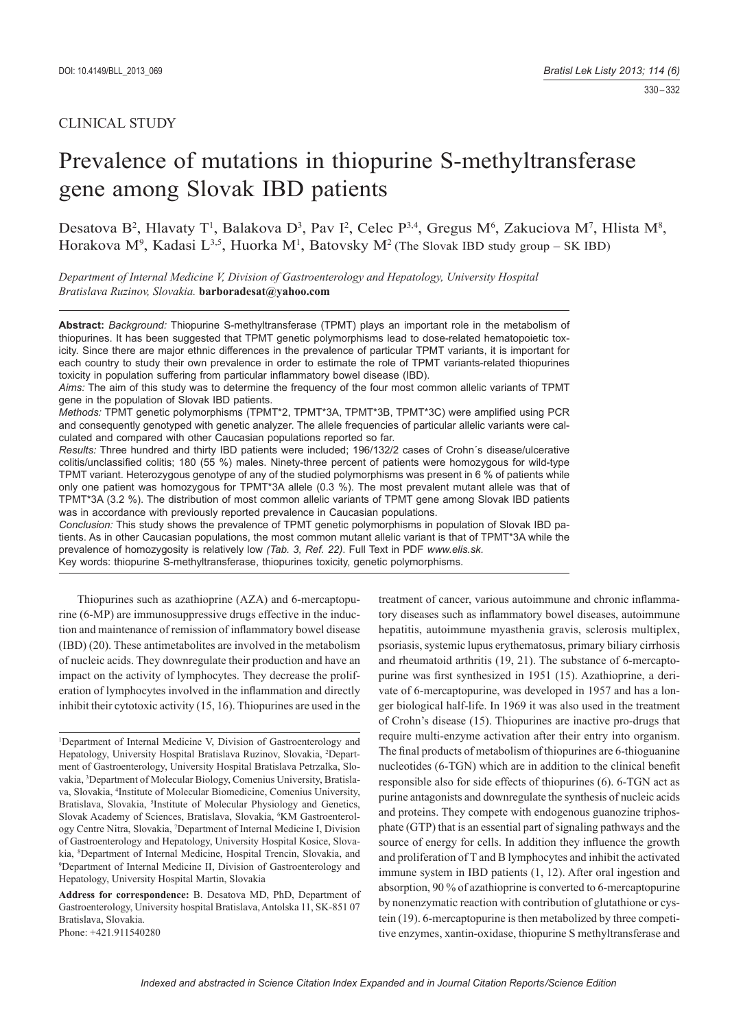CLINICAL STUDY

# Prevalence of mutations in thiopurine S-methyltransferase gene among Slovak IBD patients

Desatova B[2], Hlavaty T[1], Balakova D[3], Pav I[2], Celec P[3,4], Gregus M[6], Zakuciova M[7], Hlista M[8], Horakova M[9], Kadasi L[3,5], Huorka M[1], Batovsky M[2] (The Slovak IBD study group – SK IBD)

*Department of Internal Medicine V, Division of Gastroenterology and Hepatology, University Hospital Bratislava Ruzinov, Slovakia.* **barboradesat@yahoo.com**

**Abstract:** *Background:* Thiopurine S-methyltransferase (TPMT) plays an important role in the metabolism of thiopurines. It has been suggested that TPMT genetic polymorphisms lead to dose-related hematopoietic toxicity. Since there are major ethnic differences in the prevalence of particular TPMT variants, it is important for each country to study their own prevalence in order to estimate the role of TPMT variants-related thiopurines toxicity in population suffering from particular inflammatory bowel disease (IBD).

*Aims:* The aim of this study was to determine the frequency of the four most common allelic variants of TPMT gene in the population of Slovak IBD patients.

*Methods:* TPMT genetic polymorphisms (TPMT*2, TPMT*3A, TPMT*3B, TPMT*3C) were amplified using PCR and consequently genotyped with genetic analyzer. The allele frequencies of particular allelic variants were calculated and compared with other Caucasian populations reported so far.

*Results:* Three hundred and thirty IBD patients were included; 196/132/2 cases of Crohn´s disease/ulcerative colitis/unclassified colitis; 180 (55 %) males. Ninety-three percent of patients were homozygous for wild-type TPMT variant. Heterozygous genotype of any of the studied polymorphisms was present in 6 % of patients while only one patient was homozygous for TPMT*3A allele (0.3 %). The most prevalent mutant allele was that of TPMT*3A (3.2 %). The distribution of most common allelic variants of TPMT gene among Slovak IBD patients was in accordance with previously reported prevalence in Caucasian populations.

*Conclusion:* This study shows the prevalence of TPMT genetic polymorphisms in population of Slovak IBD patients. As in other Caucasian populations, the most common mutant allelic variant is that of TPMT*3A while the prevalence of homozygosity is relatively low *(Tab. 3, Ref. 22)*. Full Text in PDF *www.elis.sk.*

Key words: thiopurine S-methyltransferase, thiopurines toxicity, genetic polymorphisms.

---

Thiopurines such as azathioprine (AZA) and 6-mercaptopurine (6-MP) are immunosuppressive drugs effective in the induction and maintenance of remission of inflammatory bowel disease (IBD) (20). These antimetabolites are involved in the metabolism of nucleic acids. They downregulate their production and have an impact on the activity of lymphocytes. They decrease the proliferation of lymphocytes involved in the inflammation and directly inhibit their cytotoxic activity (15, 16). Thiopurines are used in the treatment of cancer, various autoimmune and chronic inflammatory diseases such as inflammatory bowel diseases, autoimmune hepatitis, autoimmune myasthenia gravis, sclerosis multiplex, psoriasis, systemic lupus erythematosus, primary biliary cirrhosis and rheumatoid arthritis (19, 21). The substance of 6-mercaptopurine was first synthesized in 1951 (15). Azathioprine, a derivate of 6-mercaptopurine, was developed in 1957 and has a longer biological half-life. In 1969 it was also used in the treatment of Crohn's disease (15). Thiopurines are inactive pro-drugs that require multi-enzyme activation after their entry into organism. The final products of metabolism of thiopurines are 6-thioguanine nucleotides (6-TGN) which are in addition to the clinical benefit responsible also for side effects of thiopurines (6). 6-TGN act as purine antagonists and downregulate the synthesis of nucleic acids and proteins. They compete with endogenous guanozine triphosphate (GTP) that is an essential part of signaling pathways and the source of energy for cells. In addition they influence the growth and proliferation of T and B lymphocytes and inhibit the activated immune system in IBD patients (1, 12). After oral ingestion and absorption, 90 % of azathioprine is converted to 6-mercaptopurine by nonenzymatic reaction with contribution of glutathione or cystein (19). 6-mercaptopurine is then metabolized by three competitive enzymes, xantin-oxidase, thiopurine S methyltransferase and

---

[1]Department of Internal Medicine V, Division of Gastroenterology and Hepatology, University Hospital Bratislava Ruzinov, Slovakia, [2]Department of Gastroenterology, University Hospital Bratislava Petrzalka, Slovakia, [3]Department of Molecular Biology, Comenius University, Bratislava, Slovakia, [4]Institute of Molecular Biomedicine, Comenius University, Bratislava, Slovakia, [5]Institute of Molecular Physiology and Genetics, Slovak Academy of Sciences, Bratislava, Slovakia, [6]KM Gastroenterology Centre Nitra, Slovakia, [7]Department of Internal Medicine I, Division of Gastroenterology and Hepatology, University Hospital Kosice, Slovakia, [8]Department of Internal Medicine, Hospital Trencin, Slovakia, and [9]Department of Internal Medicine II, Division of Gastroenterology and Hepatology, University Hospital Martin, Slovakia

**Address for correspondence:** B. Desatova MD, PhD, Department of Gastroenterology, University hospital Bratislava, Antolska 11, SK-851 07 Bratislava, Slovakia.
Phone: +421.911540280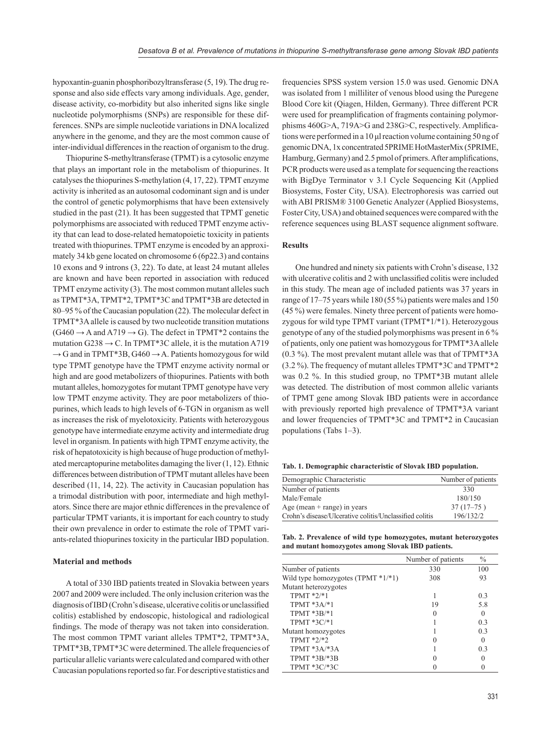hypoxantin-guanin phosphoribozyltransferase (5, 19). The drug response and also side effects vary among individuals. Age, gender, disease activity, co-morbidity but also inherited signs like single nucleotide polymorphisms (SNPs) are responsible for these differences. SNPs are simple nucleotide variations in DNA localized anywhere in the genome, and they are the most common cause of inter-individual differences in the reaction of organism to the drug.

Thiopurine S-methyltransferase (TPMT) is a cytosolic enzyme that plays an important role in the metabolism of thiopurines. It catalyses the thiopurines S-methylation (4, 17, 22). TPMT enzyme activity is inherited as an autosomal codominant sign and is under the control of genetic polymorphisms that have been extensively studied in the past (21). It has been suggested that TPMT genetic polymorphisms are associated with reduced TPMT enzyme activity that can lead to dose-related hematopoietic toxicity in patients treated with thiopurines. TPMT enzyme is encoded by an approximately 34 kb gene located on chromosome 6 (6p22.3) and contains 10 exons and 9 introns (3, 22). To date, at least 24 mutant alleles are known and have been reported in association with reduced TPMT enzyme activity (3). The most common mutant alleles such as TPMT*3A, TPMT*2, TPMT*3C and TPMT*3B are detected in 80–95 % of the Caucasian population (22). The molecular defect in TPMT*3A allele is caused by two nucleotide transition mutations (G460 → A and A719 → G). The defect in TPMT*2 contains the mutation G238 → C. In TPMT*3C allele, it is the mutation A719 → G and in TPMT*3B, G460 → A. Patients homozygous for wild type TPMT genotype have the TPMT enzyme activity normal or high and are good metabolizers of thiopurines. Patients with both mutant alleles, homozygotes for mutant TPMT genotype have very low TPMT enzyme activity. They are poor metabolizers of thiopurines, which leads to high levels of 6-TGN in organism as well as increases the risk of myelotoxicity. Patients with heterozygous genotype have intermediate enzyme activity and intermediate drug level in organism. In patients with high TPMT enzyme activity, the risk of hepatotoxicity is high because of huge production of methylated mercaptopurine metabolites damaging the liver (1, 12). Ethnic differences between distribution of TPMT mutant alleles have been described (11, 14, 22). The activity in Caucasian population has a trimodal distribution with poor, intermediate and high methylators. Since there are major ethnic differences in the prevalence of particular TPMT variants, it is important for each country to study their own prevalence in order to estimate the role of TPMT variants-related thiopurines toxicity in the particular IBD population.

## Material and methods

A total of 330 IBD patients treated in Slovakia between years 2007 and 2009 were included. The only inclusion criterion was the diagnosis of IBD (Crohn's disease, ulcerative colitis or unclassified colitis) established by endoscopic, histological and radiological findings. The mode of therapy was not taken into consideration. The most common TPMT variant alleles TPMT*2, TPMT*3A, TPMT*3B, TPMT*3C were determined. The allele frequencies of particular allelic variants were calculated and compared with other Caucasian populations reported so far. For descriptive statistics and frequencies SPSS system version 15.0 was used. Genomic DNA was isolated from 1 milliliter of venous blood using the Puregene Blood Core kit (Qiagen, Hilden, Germany). Three different PCR were used for preamplification of fragments containing polymorphisms 460G>A, 719A>G and 238G>C, respectively. Amplifications were performed in a 10 μl reaction volume containing 50 ng of genomic DNA, 1x concentrated 5PRIME HotMasterMix (5PRIME, Hamburg, Germany) and 2.5 pmol of primers. After amplifications, PCR products were used as a template for sequencing the reactions with BigDye Terminator v 3.1 Cycle Sequencing Kit (Applied Biosystems, Foster City, USA). Electrophoresis was carried out with ABI PRISM® 3100 Genetic Analyzer (Applied Biosystems, Foster City, USA) and obtained sequences were compared with the reference sequences using BLAST sequence alignment software.

## Results

One hundred and ninety six patients with Crohn's disease, 132 with ulcerative colitis and 2 with unclassified colitis were included in this study. The mean age of included patients was 37 years in range of 17–75 years while 180 (55 %) patients were males and 150 (45 %) were females. Ninety three percent of patients were homozygous for wild type TPMT variant (TPMT*1/*1). Heterozygous genotype of any of the studied polymorphisms was present in 6 % of patients, only one patient was homozygous for TPMT*3A allele (0.3 %). The most prevalent mutant allele was that of TPMT*3A (3.2 %). The frequency of mutant alleles TPMT*3C and TPMT*2 was 0.2 %. In this studied group, no TPMT*3B mutant allele was detected. The distribution of most common allelic variants of TPMT gene among Slovak IBD patients were in accordance with previously reported high prevalence of TPMT*3A variant and lower frequencies of TPMT*3C and TPMT*2 in Caucasian populations (Tabs 1–3).

**Tab. 1. Demographic characteristic of Slovak IBD population.**

| Demographic Characteristic | Number of patients |
|---|---|
| Number of patients | 330 |
| Male/Female | 180/150 |
| Age (mean + range) in years | 37 (17–75 ) |
| Crohn's disease/Ulcerative colitis/Unclassified colitis | 196/132/2 |

**Tab. 2. Prevalence of wild type homozygotes, mutant heterozygotes and mutant homozygotes among Slovak IBD patients.**

| | Number of patients | % |
|---|---|---|
| Number of patients | 330 | 100 |
| Wild type homozygotes (TPMT *1/*1) | 308 | 93 |
| Mutant heterozygotes | | |
| TPMT *2/*1 | 1 | 0.3 |
| TPMT *3A/*1 | 19 | 5.8 |
| TPMT *3B/*1 | 0 | 0 |
| TPMT *3C/*1 | 1 | 0.3 |
| Mutant homozygotes | 1 | 0.3 |
| TPMT *2/*2 | 0 | 0 |
| TPMT *3A/*3A | 1 | 0.3 |
| TPMT *3B/*3B | 0 | 0 |
| TPMT *3C/*3C | 0 | 0 |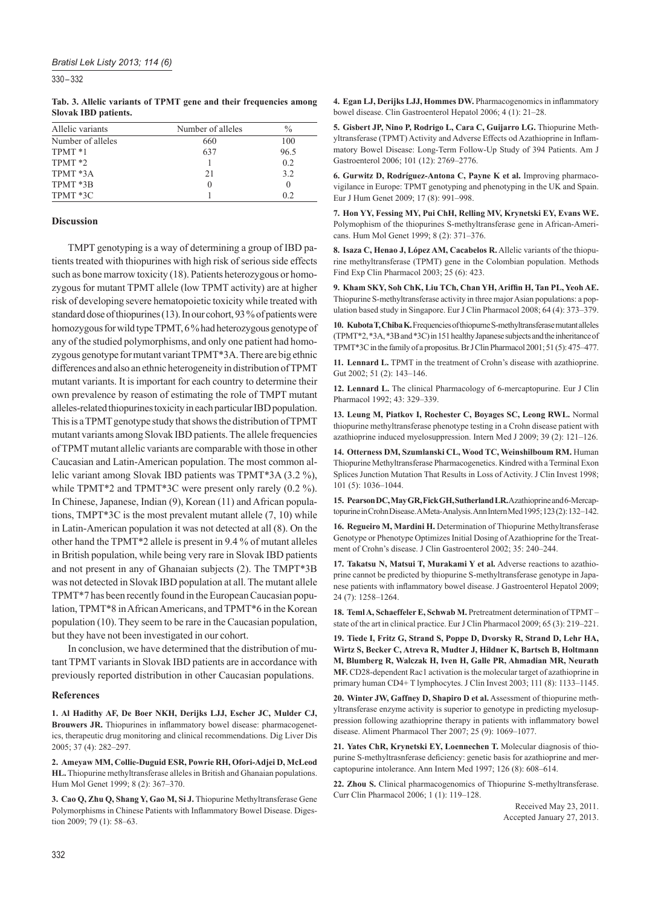**Tab. 3. Allelic variants of TPMT gene and their frequencies among Slovak IBD patients.**

| Allelic variants | Number of alleles | % |
|---|---|---|
| Number of alleles | 660 | 100 |
| TPMT *1 | 637 | 96.5 |
| TPMT *2 | 1 | 0.2 |
| TPMT *3A | 21 | 3.2 |
| TPMT *3B | 0 | 0 |
| TPMT *3C | 1 | 0.2 |

## Discussion

TMPT genotyping is a way of determining a group of IBD patients treated with thiopurines with high risk of serious side effects such as bone marrow toxicity (18). Patients heterozygous or homozygous for mutant TPMT allele (low TPMT activity) are at higher risk of developing severe hematopoietic toxicity while treated with standard dose of thiopurines (13). In our cohort, 93 % of patients were homozygous for wild type TPMT, 6 % had heterozygous genotype of any of the studied polymorphisms, and only one patient had homozygous genotype for mutant variant TPMT*3A. There are big ethnic differences and also an ethnic heterogeneity in distribution of TPMT mutant variants. It is important for each country to determine their own prevalence by reason of estimating the role of TMPT mutant alleles-related thiopurines toxicity in each particular IBD population. This is a TPMT genotype study that shows the distribution of TPMT mutant variants among Slovak IBD patients. The allele frequencies of TPMT mutant allelic variants are comparable with those in other Caucasian and Latin-American population. The most common allelic variant among Slovak IBD patients was TPMT*3A (3.2 %), while TPMT*2 and TPMT*3C were present only rarely (0.2 %). In Chinese, Japanese, Indian (9), Korean (11) and African populations, TMPT*3C is the most prevalent mutant allele (7, 10) while in Latin-American population it was not detected at all (8). On the other hand the TPMT*2 allele is present in 9.4 % of mutant alleles in British population, while being very rare in Slovak IBD patients and not present in any of Ghanaian subjects (2). The TMPT*3B was not detected in Slovak IBD population at all. The mutant allele TPMT*7 has been recently found in the European Caucasian population, TPMT*8 in African Americans, and TPMT*6 in the Korean population (10). They seem to be rare in the Caucasian population, but they have not been investigated in our cohort.

In conclusion, we have determined that the distribution of mutant TPMT variants in Slovak IBD patients are in accordance with previously reported distribution in other Caucasian populations.

## References

**1. Al Hadithy AF, De Boer NKH, Derijks LJJ, Escher JC, Mulder CJ, Brouwers JR.** Thiopurines in inflammatory bowel disease: pharmacogenetics, therapeutic drug monitoring and clinical recommendations. Dig Liver Dis 2005; 37 (4): 282–297.

**2. Ameyaw MM, Collie-Duguid ESR, Powrie RH, Ofori-Adjei D, McLeod HL.** Thiopurine methyltransferase alleles in British and Ghanaian populations. Hum Mol Genet 1999; 8 (2): 367–370.

**3. Cao Q, Zhu Q, Shang Y, Gao M, Si J.** Thiopurine Methyltransferase Gene Polymorphisms in Chinese Patients with Inflammatory Bowel Disease. Digestion 2009; 79 (1): 58–63.

**4. Egan LJ, Derijks LJJ, Hommes DW.** Pharmacogenomics in inflammatory bowel disease. Clin Gastroenterol Hepatol 2006; 4 (1): 21–28.

**5. Gisbert JP, Nino P, Rodrigo L, Cara C, Guijarro LG.** Thiopurine Methyltransferase (TPMT) Activity and Adverse Effects od Azathioprine in Inflammatory Bowel Disease: Long-Term Follow-Up Study of 394 Patients. Am J Gastroenterol 2006; 101 (12): 2769–2776.

**6. Gurwitz D, Rodríguez-Antona C, Payne K et al.** Improving pharmacovigilance in Europe: TPMT genotyping and phenotyping in the UK and Spain. Eur J Hum Genet 2009; 17 (8): 991–998.

**7. Hon YY, Fessing MY, Pui ChH, Relling MV, Krynetski EY, Evans WE.** Polymophism of the thiopurines S-methyltransferase gene in African-Americans. Hum Mol Genet 1999; 8 (2): 371–376.

**8. Isaza C, Henao J, López AM, Cacabelos R.** Allelic variants of the thiopurine methyltransferase (TPMT) gene in the Colombian population. Methods Find Exp Clin Pharmacol 2003; 25 (6): 423.

**9. Kham SKY, Soh ChK, Liu TCh, Chan YH, Ariffin H, Tan PL, Yeoh AE.** Thiopurine S-methyltransferase activity in three major Asian populations: a population based study in Singapore. Eur J Clin Pharmacol 2008; 64 (4): 373–379.

**10. Kubota T, Chiba K.** Frequencies of thiopurne S-methyltransferase mutant alleles (TPMT*2, *3A, *3B and *3C) in 151 healthy Japanese subjects and the inheritance of TPMT*3C in the family of a propositus. Br J Clin Pharmacol 2001; 51 (5): 475–477.

**11. Lennard L.** TPMT in the treatment of Crohn's disease with azathioprine. Gut 2002; 51 (2): 143–146.

**12. Lennard L.** The clinical Pharmacology of 6-mercaptopurine. Eur J Clin Pharmacol 1992; 43: 329–339.

**13. Leung M, Piatkov I, Rochester C, Boyages SC, Leong RWL.** Normal thiopurine methyltransferase phenotype testing in a Crohn disease patient with azathioprine induced myelosuppression. Intern Med J 2009; 39 (2): 121–126.

**14. Otterness DM, Szumlanski CL, Wood TC, Weinshilboum RM.** Human Thiopurine Methyltransferase Pharmacogenetics. Kindred with a Terminal Exon Splices Junction Mutation That Results in Loss of Activity. J Clin Invest 1998; 101 (5): 1036–1044.

**15. Pearson DC, May GR, Fick GH, Sutherland LR.** Azathioprine and 6-Mercaptopurine in Crohn Disease. A Meta-Analysis. Ann Intern Med 1995; 123 (2): 132–142.

**16. Regueiro M, Mardini H.** Determination of Thiopurine Methyltransferase Genotype or Phenotype Optimizes Initial Dosing of Azathioprine for the Treatment of Crohn's disease. J Clin Gastroenterol 2002; 35: 240–244.

**17. Takatsu N, Matsui T, Murakami Y et al.** Adverse reactions to azathioprine cannot be predicted by thiopurine S-methyltransferase genotype in Japanese patients with inflammatory bowel disease. J Gastroenterol Hepatol 2009; 24 (7): 1258–1264.

**18. Teml A, Schaeffeler E, Schwab M.** Pretreatment determination of TPMT – state of the art in clinical practice. Eur J Clin Pharmacol 2009; 65 (3): 219–221.

**19. Tiede I, Fritz G, Strand S, Poppe D, Dvorsky R, Strand D, Lehr HA, Wirtz S, Becker C, Atreva R, Mudter J, Hildner K, Bartsch B, Holtmann M, Blumberg R, Walczak H, Iven H, Galle PR, Ahmadian MR, Neurath MF.** CD28-dependent Rac1 activation is the molecular target of azathioprine in primary human CD4+ T lymphocytes. J Clin Invest 2003; 111 (8): 1133–1145.

**20. Winter JW, Gaffney D, Shapiro D et al.** Assessment of thiopurine methyltransferase enzyme activity is superior to genotype in predicting myelosuppression following azathioprine therapy in patients with inflammatory bowel disease. Aliment Pharmacol Ther 2007; 25 (9): 1069–1077.

**21. Yates ChR, Krynetski EY, Loennechen T.** Molecular diagnosis of thiopurine S-methyltrasnferase deficiency: genetic basis for azathioprine and mercaptopurine intolerance. Ann Intern Med 1997; 126 (8): 608–614.

**22. Zhou S.** Clinical pharmacogenomics of Thiopurine S-methyltransferase. Curr Clin Pharmacol 2006; 1 (1): 119–128.

Received May 23, 2011.
Accepted January 27, 2013.